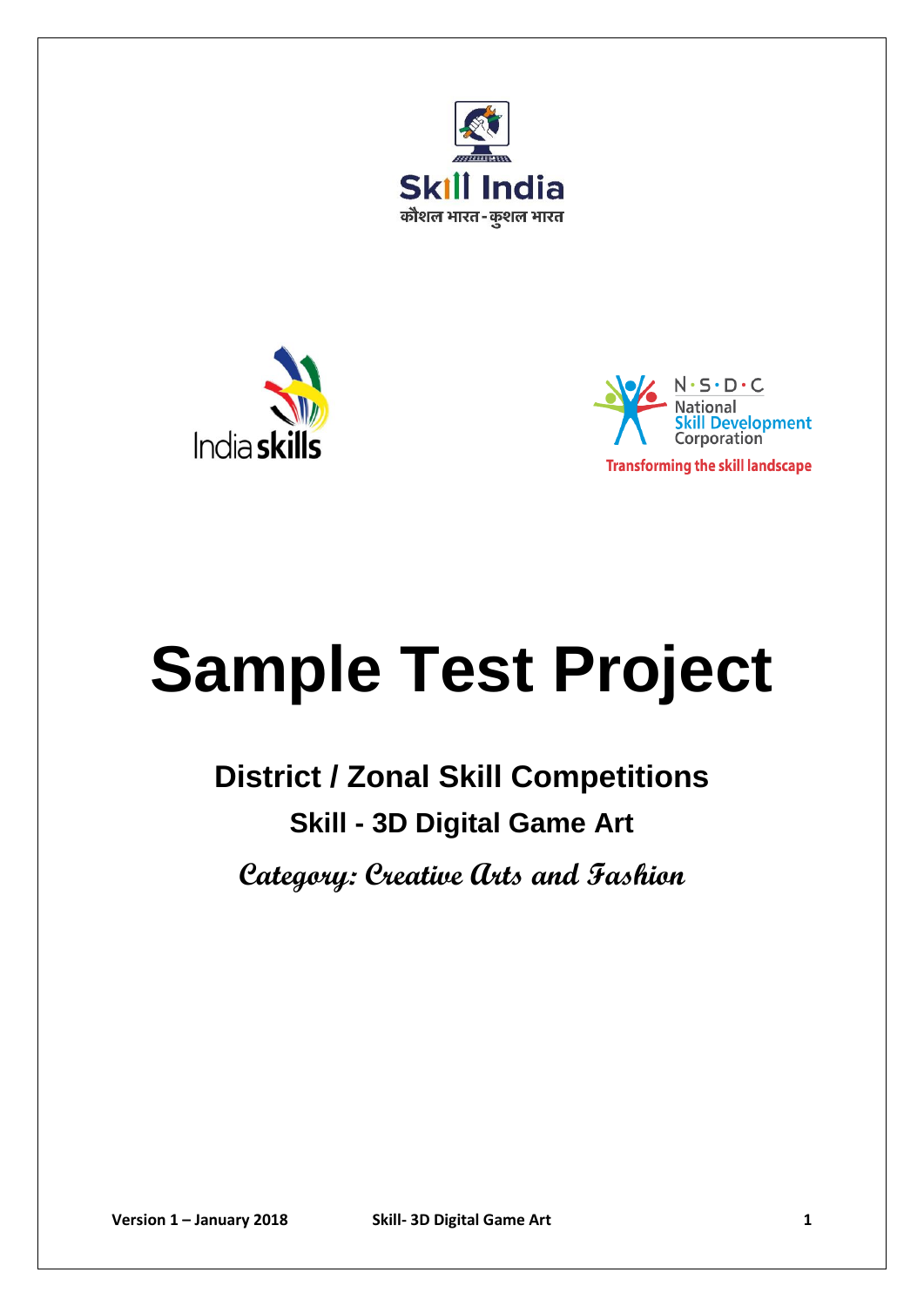Skill India

कौशल भारत - कुशल भारत

India skills

N·S·D·C
National
Skill Development
Corporation

Transforming the skill landscape

# Sample Test Project

## District / Zonal Skill Competitions

### Skill - 3D Digital Game Art

***Category: Creative Arts and Fashion***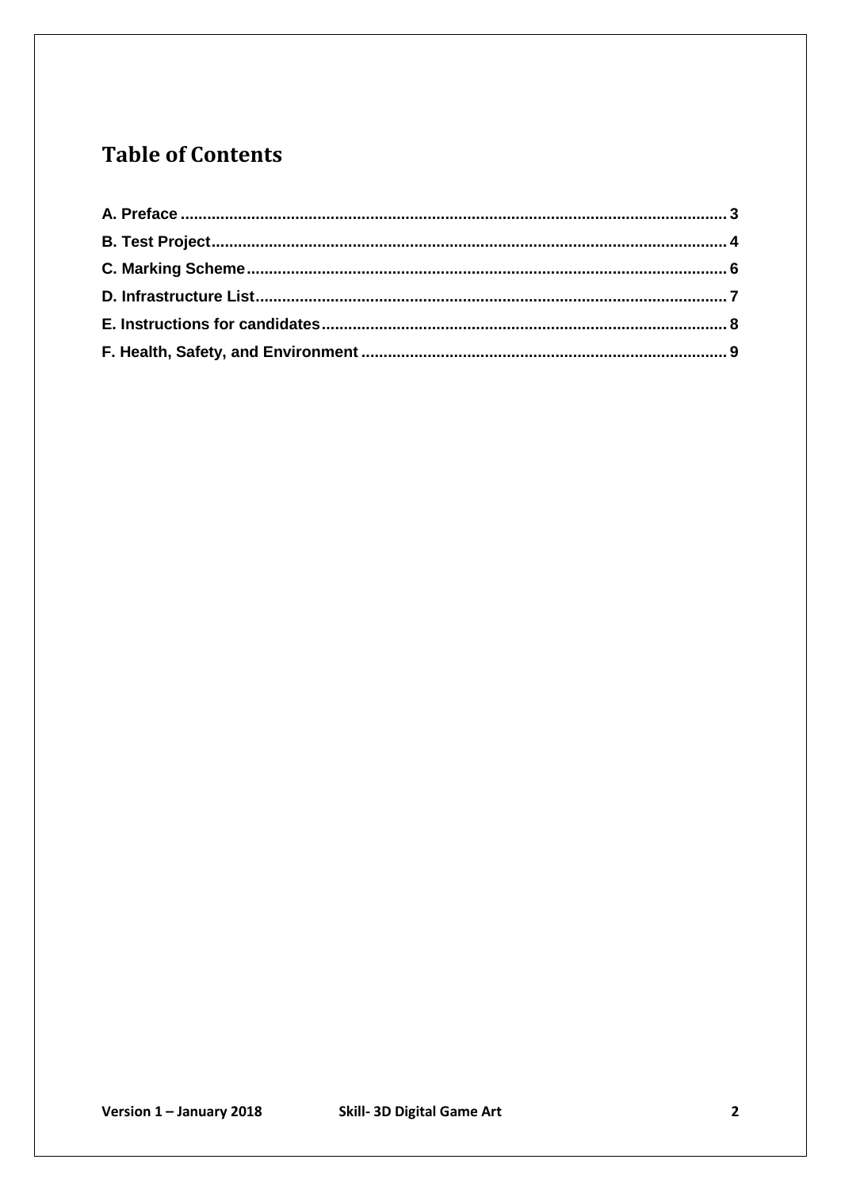# Table of Contents

A. Preface .......................................................................................................................... 3

B. Test Project ..................................................................................................................... 4

C. Marking Scheme ............................................................................................................. 6

D. Infrastructure List ........................................................................................................... 7

E. Instructions for candidates ............................................................................................ 8

F. Health, Safety, and Environment .................................................................................... 9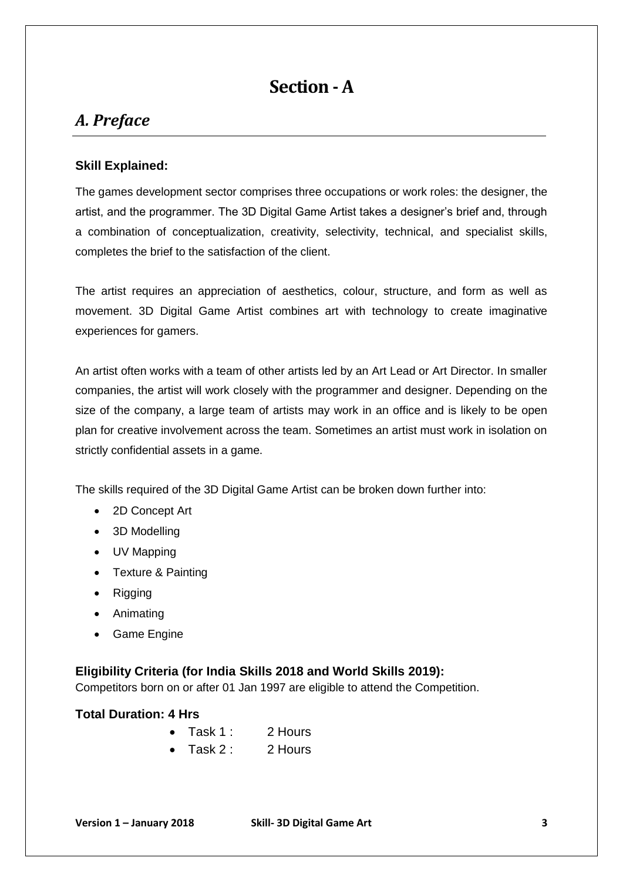# Section - A

## *A. Preface*

### Skill Explained:

The games development sector comprises three occupations or work roles: the designer, the artist, and the programmer. The 3D Digital Game Artist takes a designer's brief and, through a combination of conceptualization, creativity, selectivity, technical, and specialist skills, completes the brief to the satisfaction of the client.

The artist requires an appreciation of aesthetics, colour, structure, and form as well as movement. 3D Digital Game Artist combines art with technology to create imaginative experiences for gamers.

An artist often works with a team of other artists led by an Art Lead or Art Director. In smaller companies, the artist will work closely with the programmer and designer. Depending on the size of the company, a large team of artists may work in an office and is likely to be open plan for creative involvement across the team. Sometimes an artist must work in isolation on strictly confidential assets in a game.

The skills required of the 3D Digital Game Artist can be broken down further into:

- 2D Concept Art
- 3D Modelling
- UV Mapping
- Texture & Painting
- Rigging
- Animating
- Game Engine

### Eligibility Criteria (for India Skills 2018 and World Skills 2019):

Competitors born on or after 01 Jan 1997 are eligible to attend the Competition.

### Total Duration: 4 Hrs

- Task 1 : 2 Hours
- Task 2 : 2 Hours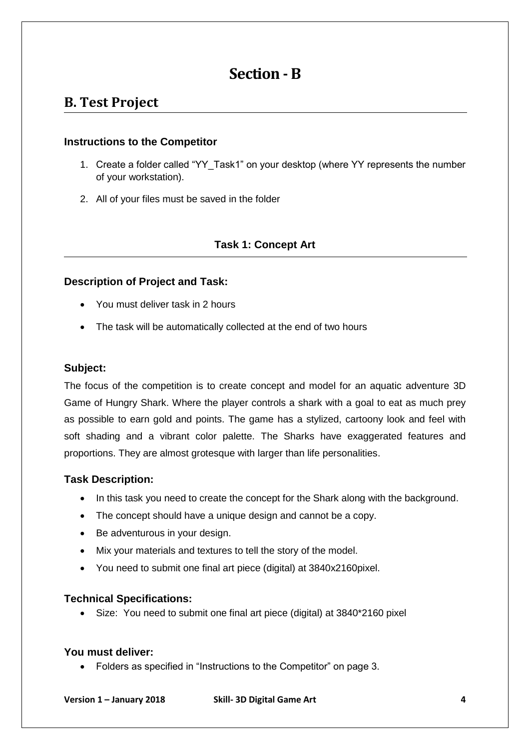# Section - B

## B. Test Project

### Instructions to the Competitor

1. Create a folder called "YY_Task1" on your desktop (where YY represents the number of your workstation).
2. All of your files must be saved in the folder

**Task 1: Concept Art**

### Description of Project and Task:

- You must deliver task in 2 hours
- The task will be automatically collected at the end of two hours

### Subject:

The focus of the competition is to create concept and model for an aquatic adventure 3D Game of Hungry Shark. Where the player controls a shark with a goal to eat as much prey as possible to earn gold and points. The game has a stylized, cartoony look and feel with soft shading and a vibrant color palette. The Sharks have exaggerated features and proportions. They are almost grotesque with larger than life personalities.

### Task Description:

- In this task you need to create the concept for the Shark along with the background.
- The concept should have a unique design and cannot be a copy.
- Be adventurous in your design.
- Mix your materials and textures to tell the story of the model.
- You need to submit one final art piece (digital) at 3840x2160pixel.

### Technical Specifications:

- Size: You need to submit one final art piece (digital) at 3840*2160 pixel

### You must deliver:

- Folders as specified in "Instructions to the Competitor" on page 3.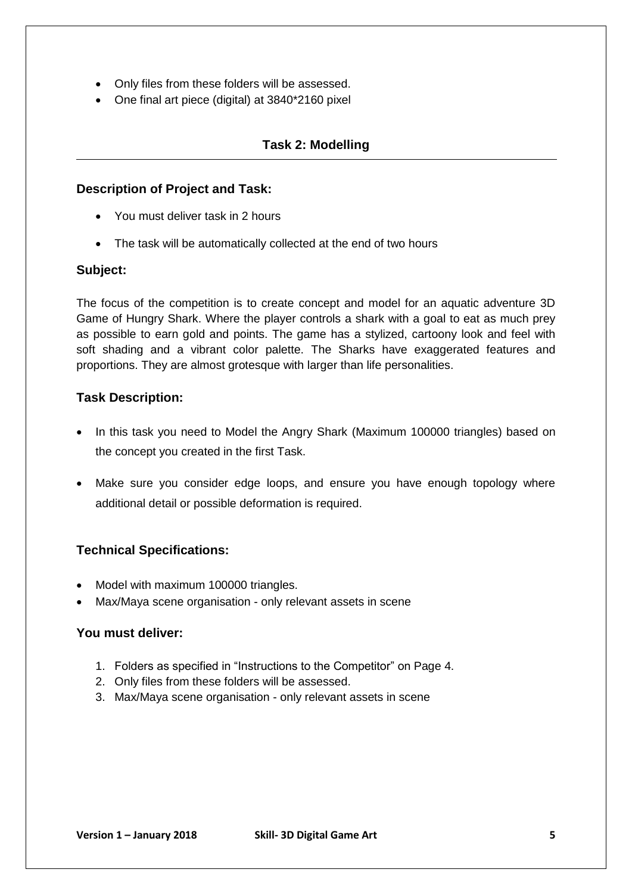- Only files from these folders will be assessed.
- One final art piece (digital) at 3840*2160 pixel

## Task 2: Modelling

### Description of Project and Task:

- You must deliver task in 2 hours
- The task will be automatically collected at the end of two hours

### Subject:

The focus of the competition is to create concept and model for an aquatic adventure 3D Game of Hungry Shark. Where the player controls a shark with a goal to eat as much prey as possible to earn gold and points. The game has a stylized, cartoony look and feel with soft shading and a vibrant color palette. The Sharks have exaggerated features and proportions. They are almost grotesque with larger than life personalities.

### Task Description:

- In this task you need to Model the Angry Shark (Maximum 100000 triangles) based on the concept you created in the first Task.
- Make sure you consider edge loops, and ensure you have enough topology where additional detail or possible deformation is required.

### Technical Specifications:

- Model with maximum 100000 triangles.
- Max/Maya scene organisation - only relevant assets in scene

### You must deliver:

1. Folders as specified in "Instructions to the Competitor" on Page 4.
2. Only files from these folders will be assessed.
3. Max/Maya scene organisation - only relevant assets in scene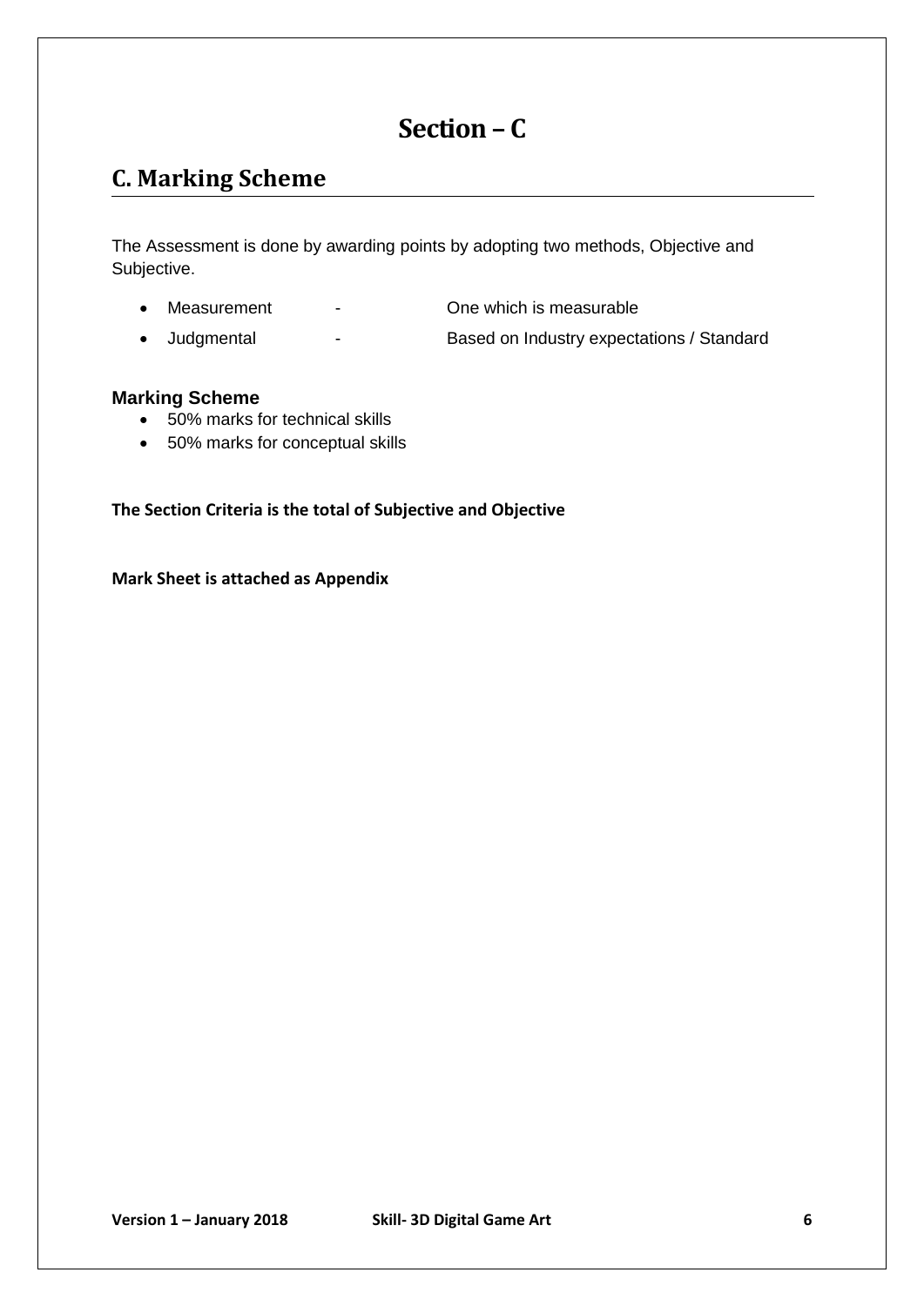# Section – C

## C. Marking Scheme

The Assessment is done by awarding points by adopting two methods, Objective and Subjective.

- Measurement - One which is measurable
- Judgmental - Based on Industry expectations / Standard

### Marking Scheme

- 50% marks for technical skills
- 50% marks for conceptual skills

**The Section Criteria is the total of Subjective and Objective**

**Mark Sheet is attached as Appendix**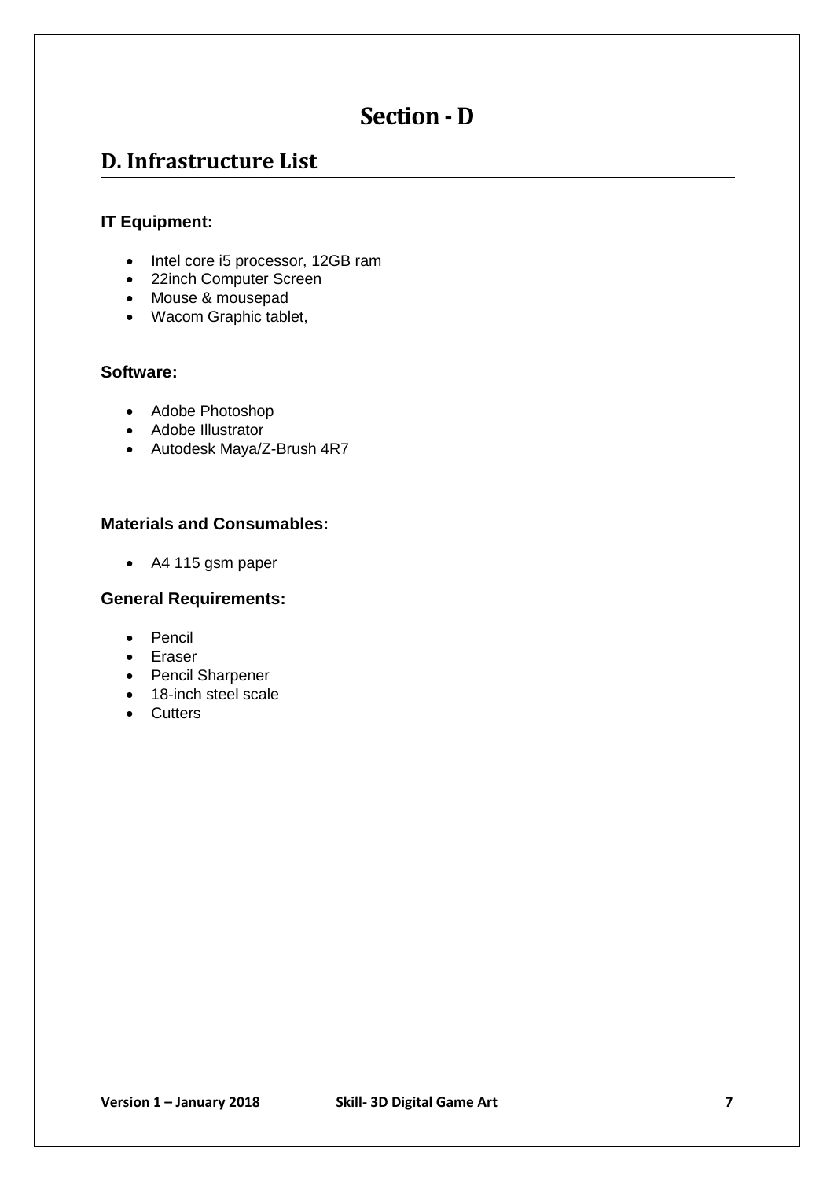# Section - D

## D. Infrastructure List

### IT Equipment:

- Intel core i5 processor, 12GB ram
- 22inch Computer Screen
- Mouse & mousepad
- Wacom Graphic tablet,

### Software:

- Adobe Photoshop
- Adobe Illustrator
- Autodesk Maya/Z-Brush 4R7

### Materials and Consumables:

- A4 115 gsm paper

### General Requirements:

- Pencil
- Eraser
- Pencil Sharpener
- 18-inch steel scale
- Cutters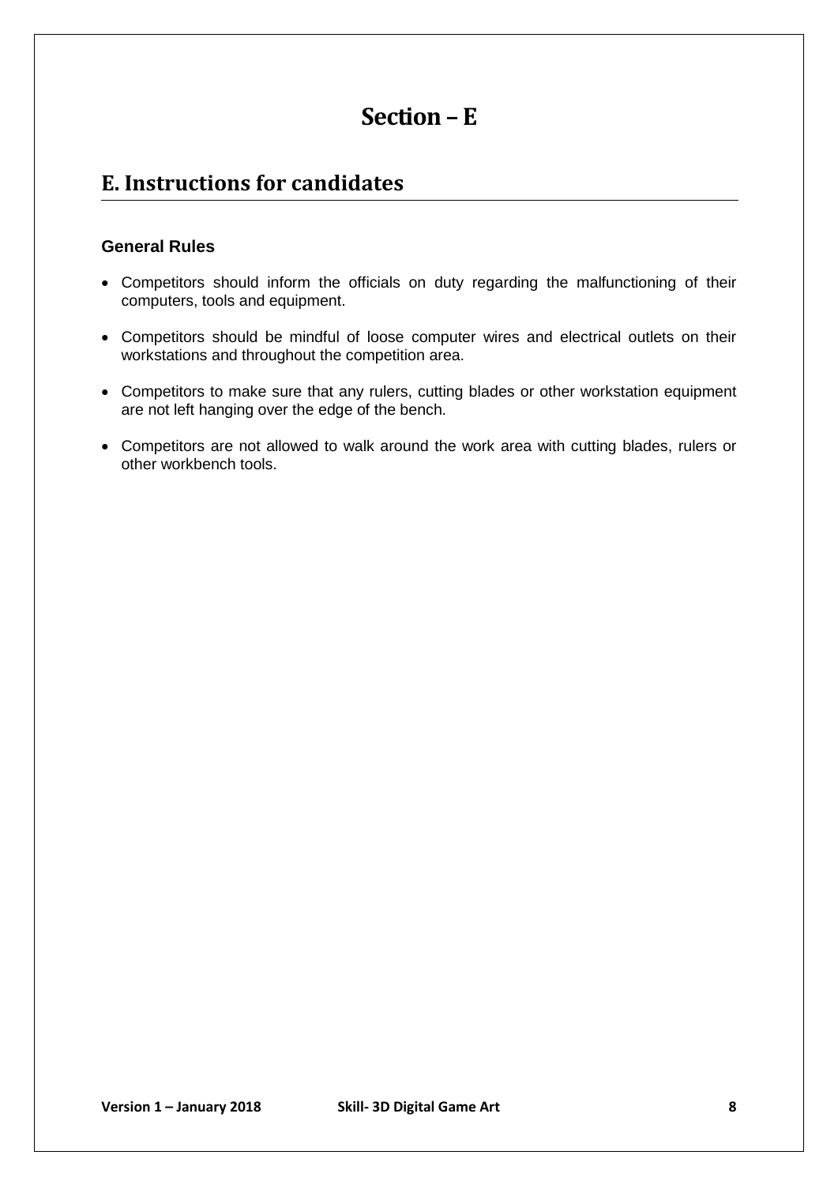# Section – E

## E. Instructions for candidates

### General Rules

- Competitors should inform the officials on duty regarding the malfunctioning of their computers, tools and equipment.
- Competitors should be mindful of loose computer wires and electrical outlets on their workstations and throughout the competition area.
- Competitors to make sure that any rulers, cutting blades or other workstation equipment are not left hanging over the edge of the bench.
- Competitors are not allowed to walk around the work area with cutting blades, rulers or other workbench tools.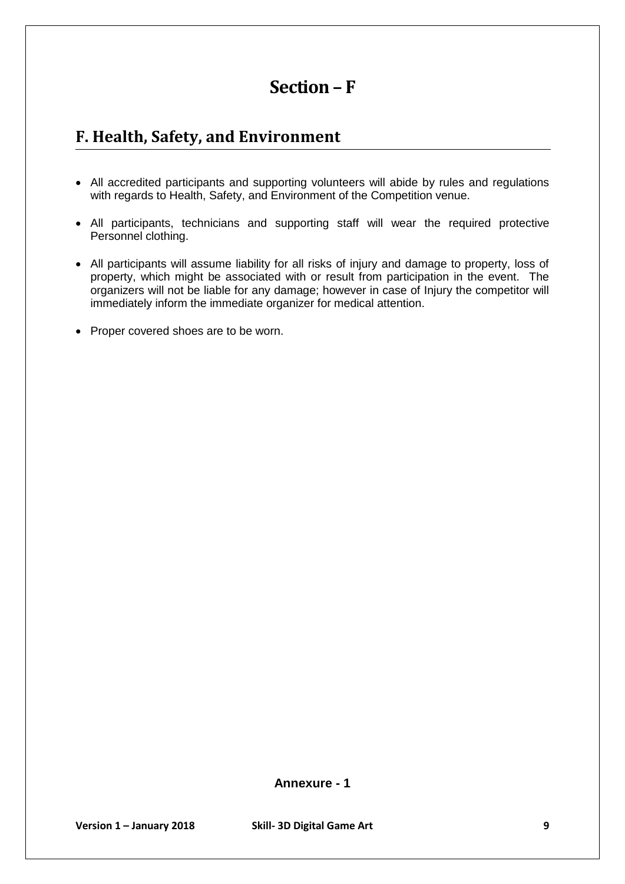# Section – F

## F. Health, Safety, and Environment

- All accredited participants and supporting volunteers will abide by rules and regulations with regards to Health, Safety, and Environment of the Competition venue.
- All participants, technicians and supporting staff will wear the required protective Personnel clothing.
- All participants will assume liability for all risks of injury and damage to property, loss of property, which might be associated with or result from participation in the event. The organizers will not be liable for any damage; however in case of Injury the competitor will immediately inform the immediate organizer for medical attention.
- Proper covered shoes are to be worn.

**Annexure - 1**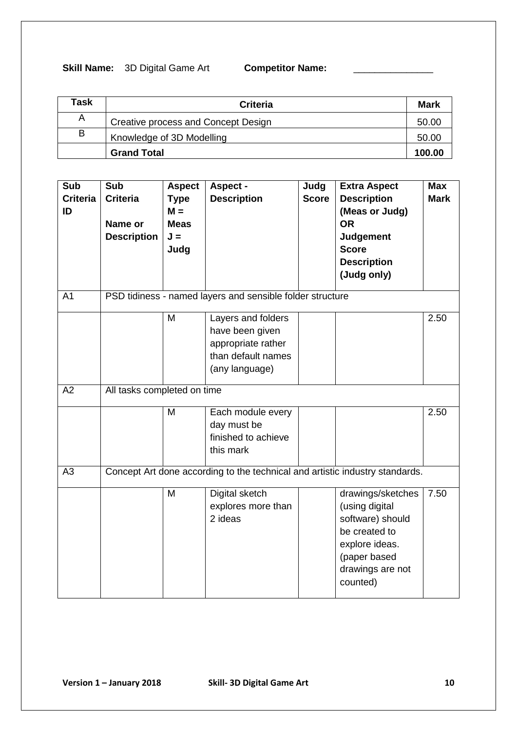**Skill Name:** 3D Digital Game Art **Competitor Name:** _______________

| Task | Criteria | Mark |
|---|---|---|
| A | Creative process and Concept Design | 50.00 |
| B | Knowledge of 3D Modelling | 50.00 |
| | **Grand Total** | **100.00** |

| Sub Criteria ID | Sub Criteria Name or Description | Aspect Type M = Meas J = Judg | Aspect - Description | Judg Score | Extra Aspect Description (Meas or Judg) OR Judgement Score Description (Judg only) | Max Mark |
|---|---|---|---|---|---|---|
| A1 | PSD tidiness - named layers and sensible folder structure | | | | | |
| | | M | Layers and folders have been given appropriate rather than default names (any language) | | | 2.50 |
| A2 | All tasks completed on time | | | | | |
| | | M | Each module every day must be finished to achieve this mark | | | 2.50 |
| A3 | Concept Art done according to the technical and artistic industry standards. | | | | | |
| | | M | Digital sketch explores more than 2 ideas | | drawings/sketches (using digital software) should be created to explore ideas. (paper based drawings are not counted) | 7.50 |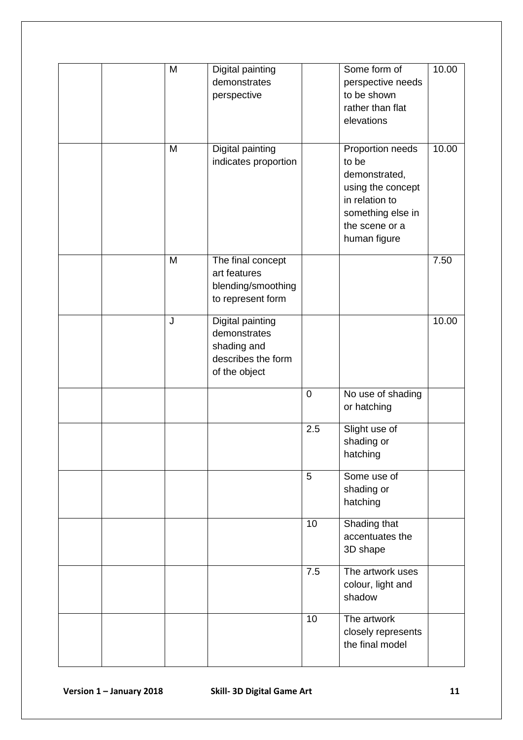| | | | | | | |
|---|---|---|---|---|---|---|
| | | M | Digital painting demonstrates perspective | | Some form of perspective needs to be shown rather than flat elevations | 10.00 |
| | | M | Digital painting indicates proportion | | Proportion needs to be demonstrated, using the concept in relation to something else in the scene or a human figure | 10.00 |
| | | M | The final concept art features blending/smoothing to represent form | | | 7.50 |
| | | J | Digital painting demonstrates shading and describes the form of the object | | | 10.00 |
| | | | | 0 | No use of shading or hatching | |
| | | | | 2.5 | Slight use of shading or hatching | |
| | | | | 5 | Some use of shading or hatching | |
| | | | | 10 | Shading that accentuates the 3D shape | |
| | | | | 7.5 | The artwork uses colour, light and shadow | |
| | | | | 10 | The artwork closely represents the final model | |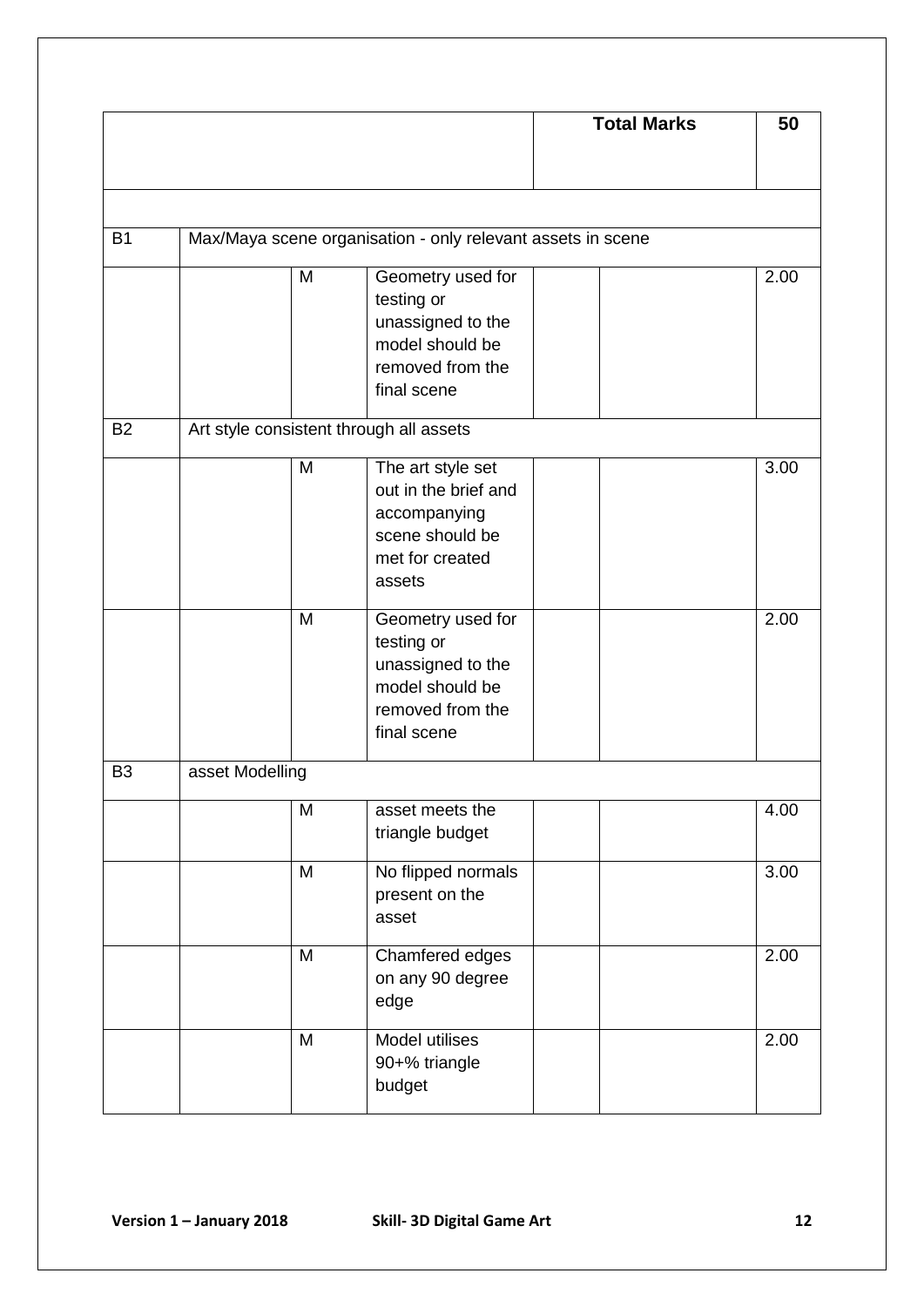| | | | | Total Marks | 50 |
|---|---|---|---|---|---|
| | | | | | |
| B1 | Max/Maya scene organisation - only relevant assets in scene | | | | |
| | | M | Geometry used for testing or unassigned to the model should be removed from the final scene | | | 2.00 |
| B2 | Art style consistent through all assets | | | | |
| | | M | The art style set out in the brief and accompanying scene should be met for created assets | | | 3.00 |
| | | M | Geometry used for testing or unassigned to the model should be removed from the final scene | | | 2.00 |
| B3 | asset Modelling | | | | |
| | | M | asset meets the triangle budget | | | 4.00 |
| | | M | No flipped normals present on the asset | | | 3.00 |
| | | M | Chamfered edges on any 90 degree edge | | | 2.00 |
| | | M | Model utilises 90+% triangle budget | | | 2.00 |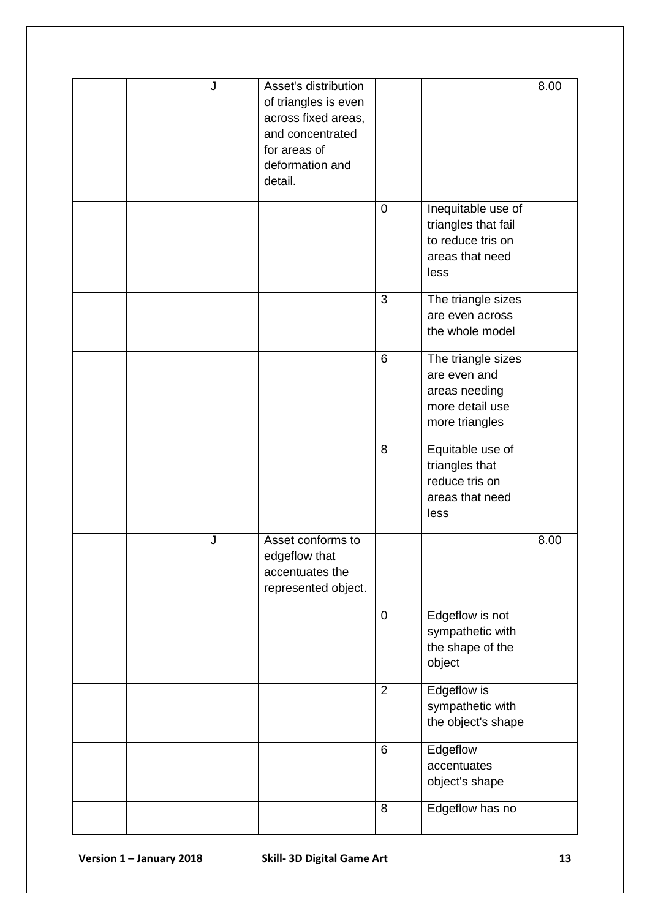| | | | | | | |
|---|---|---|---|---|---|---|
| | | J | Asset's distribution of triangles is even across fixed areas, and concentrated for areas of deformation and detail. | | | 8.00 |
| | | | | 0 | Inequitable use of triangles that fail to reduce tris on areas that need less | |
| | | | | 3 | The triangle sizes are even across the whole model | |
| | | | | 6 | The triangle sizes are even and areas needing more detail use more triangles | |
| | | | | 8 | Equitable use of triangles that reduce tris on areas that need less | |
| | | J | Asset conforms to edgeflow that accentuates the represented object. | | | 8.00 |
| | | | | 0 | Edgeflow is not sympathetic with the shape of the object | |
| | | | | 2 | Edgeflow is sympathetic with the object's shape | |
| | | | | 6 | Edgeflow accentuates object's shape | |
| | | | | 8 | Edgeflow has no | |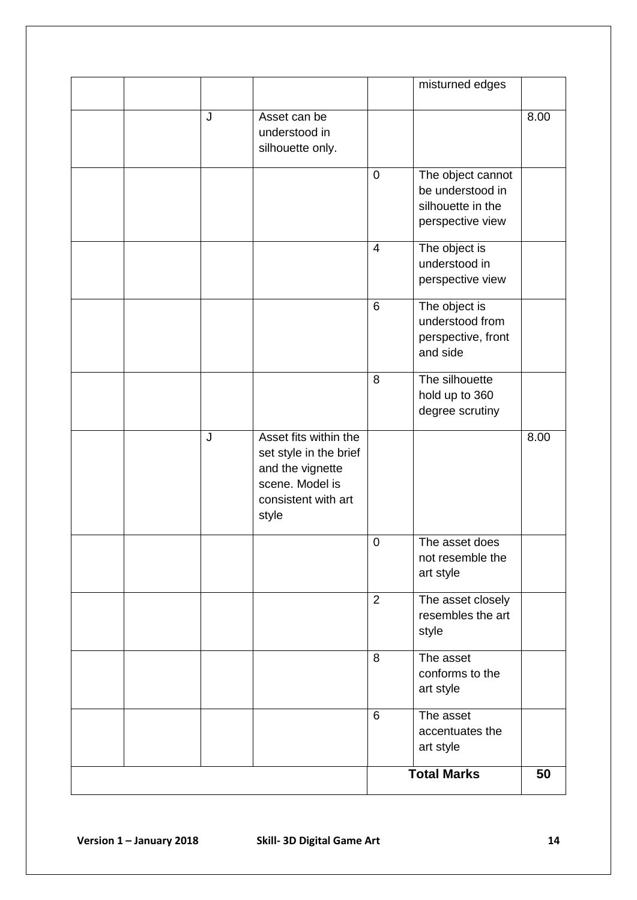| | | | | | | |
|---|---|---|---|---|---|---|
| | | | | | misturned edges | |
| | | J | Asset can be understood in silhouette only. | | | 8.00 |
| | | | | 0 | The object cannot be understood in silhouette in the perspective view | |
| | | | | 4 | The object is understood in perspective view | |
| | | | | 6 | The object is understood from perspective, front and side | |
| | | | | 8 | The silhouette hold up to 360 degree scrutiny | |
| | | J | Asset fits within the set style in the brief and the vignette scene. Model is consistent with art style | | | 8.00 |
| | | | | 0 | The asset does not resemble the art style | |
| | | | | 2 | The asset closely resembles the art style | |
| | | | | 8 | The asset conforms to the art style | |
| | | | | 6 | The asset accentuates the art style | |
| | | | | | **Total Marks** | **50** |